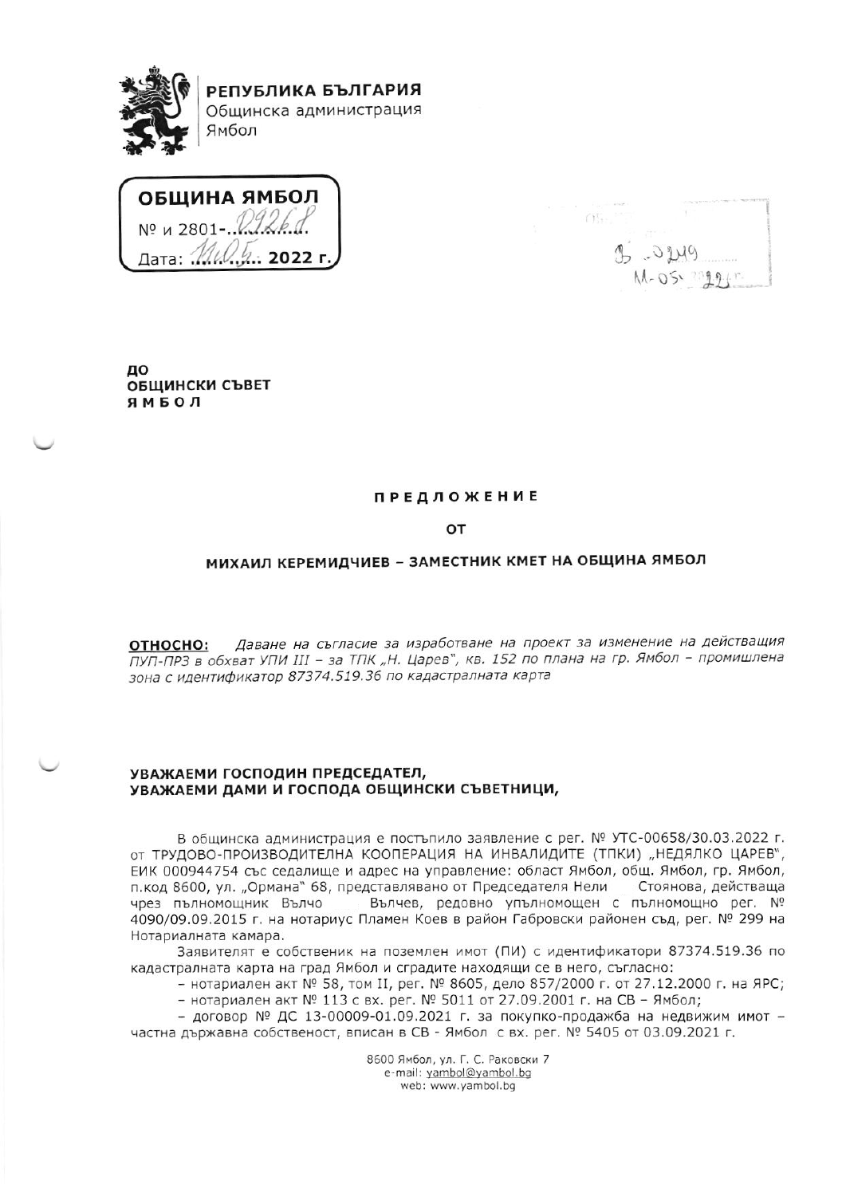**РЕПУБЛИКА БЪЛГАРИЯ**
Общинска администрация
Ямбол

**ОБЩИНА ЯМБОЛ**
№ и 2801-...09268
Дата: 11.05. 2022 г.

**ДО**
**ОБЩИНСКИ СЪВЕТ**
**Я М Б О Л**

## П Р Е Д Л О Ж Е Н И Е

**ОТ**

**МИХАИЛ КЕРЕМИДЧИЕВ – ЗАМЕСТНИК КМЕТ НА ОБЩИНА ЯМБОЛ**

**ОТНОСНО:** *Даване на съгласие за изработване на проект за изменение на действащия ПУП-ПРЗ в обхват УПИ III – за ТПК „Н. Царев", кв. 152 по плана на гр. Ямбол – промишлена зона с идентификатор 87374.519.36 по кадастралната карта*

**УВАЖАЕМИ ГОСПОДИН ПРЕДСЕДАТЕЛ,**
**УВАЖАЕМИ ДАМИ И ГОСПОДА ОБЩИНСКИ СЪВЕТНИЦИ,**

В общинска администрация е постъпило заявление с рег. № УТС-00658/30.03.2022 г. от ТРУДОВО-ПРОИЗВОДИТЕЛНА КООПЕРАЦИЯ НА ИНВАЛИДИТЕ (ТПКИ) „НЕДЯЛКО ЦАРЕВ", ЕИК 000944754 със седалище и адрес на управление: област Ямбол, общ. Ямбол, гр. Ямбол, п.код 8600, ул. „Ормана" 68, представлявано от Председателя Нели Стоянова, действаща чрез пълномощник Вълчо Вълчев, редовно упълномощен с пълномощно рег. № 4090/09.09.2015 г. на нотариус Пламен Коев в район Габровски районен съд, рег. № 299 на Нотариалната камара.

Заявителят е собственик на поземлен имот (ПИ) с идентификатори 87374.519.36 по кадастралната карта на град Ямбол и сградите находящи се в него, съгласно:

- нотариален акт № 58, том II, рег. № 8605, дело 857/2000 г. от 27.12.2000 г. на ЯРС;
- нотариален акт № 113 с вх. рег. № 5011 от 27.09.2001 г. на СВ – Ямбол;
- договор № ДС 13-00009-01.09.2021 г. за покупко-продажба на недвижим имот – частна държавна собственост, вписан в СВ - Ямбол с вх. рег. № 5405 от 03.09.2021 г.

8600 Ямбол, ул. Г. С. Раковски 7
e-mail: yambol@yambol.bg
web: www.yambol.bg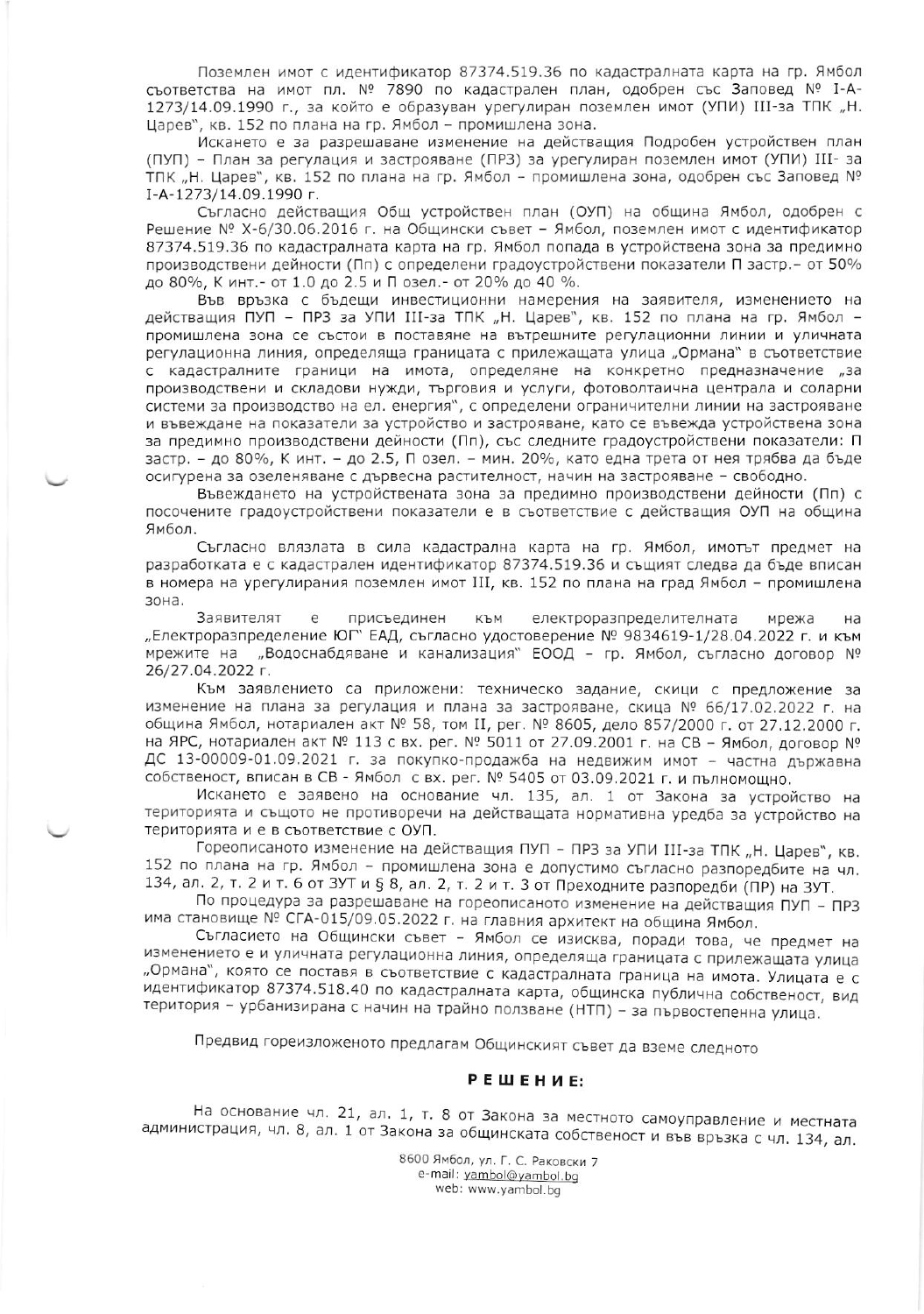Поземлен имот с идентификатор 87374.519.36 по кадастралната карта на гр. Ямбол съответства на имот пл. № 7890 по кадастрален план, одобрен със Заповед № I-А-1273/14.09.1990 г., за който е образуван урегулиран поземлен имот (УПИ) III-за ТПК „Н. Царев", кв. 152 по плана на гр. Ямбол – промишлена зона.

Искането е за разрешаване изменение на действащия Подробен устройствен план (ПУП) – План за регулация и застрояване (ПРЗ) за урегулиран поземлен имот (УПИ) III- за ТПК „Н. Царев", кв. 152 по плана на гр. Ямбол – промишлена зона, одобрен със Заповед № I-А-1273/14.09.1990 г.

Съгласно действащия Общ устройствен план (ОУП) на община Ямбол, одобрен с Решение № Х-6/30.06.2016 г. на Общински съвет – Ямбол, поземлен имот с идентификатор 87374.519.36 по кадастралната карта на гр. Ямбол попада в устройствена зона за предимно производствени дейности (Пп) с определени градоустройствени показатели П застр.– от 50% до 80%, К инт.- от 1.0 до 2.5 и П озел.- от 20% до 40 %.

Във връзка с бъдещи инвестиционни намерения на заявителя, изменението на действащия ПУП – ПРЗ за УПИ III-за ТПК „Н. Царев", кв. 152 по плана на гр. Ямбол – промишлена зона се състои в поставяне на вътрешните регулационни линии и уличната регулационна линия, определяща границата с прилежащата улица „Ормана" в съответствие с кадастралните граници на имота, определяне на конкретно предназначение „за производствени и складови нужди, търговия и услуги, фотоволтаична централа и соларни системи за производство на ел. енергия", с определени ограничителни линии на застрояване и въвеждане на показатели за устройство и застрояване, като се въвежда устройствена зона за предимно производствени дейности (Пп), със следните градоустройствени показатели: П застр. – до 80%, К инт. – до 2.5, П озел. – мин. 20%, като една трета от нея трябва да бъде осигурена за озеленяване с дървесна растителност, начин на застрояване – свободно.

Въвеждането на устройствената зона за предимно производствени дейности (Пп) с посочените градоустройствени показатели е в съответствие с действащия ОУП на община Ямбол.

Съгласно влязлата в сила кадастрална карта на гр. Ямбол, имотът предмет на разработката е с кадастрален идентификатор 87374.519.36 и същият следва да бъде вписан в номера на урегулирания поземлен имот III, кв. 152 по плана на град Ямбол – промишлена зона.

Заявителят е присъединен към електроразпределителната мрежа на „Електроразпределение ЮГ" ЕАД, съгласно удостоверение № 9834619-1/28.04.2022 г. и към мрежите на „Водоснабдяване и канализация" ЕООД – гр. Ямбол, съгласно договор № 26/27.04.2022 г.

Към заявлението са приложени: техническо задание, скици с предложение за изменение на плана за регулация и плана за застрояване, скица № 66/17.02.2022 г. на община Ямбол, нотариален акт № 58, том II, рег. № 8605, дело 857/2000 г. от 27.12.2000 г. на ЯРС, нотариален акт № 113 с вх. рег. № 5011 от 27.09.2001 г. на СВ – Ямбол, договор № ДС 13-00009-01.09.2021 г. за покупко-продажба на недвижим имот – частна държавна собственост, вписан в СВ - Ямбол с вх. рег. № 5405 от 03.09.2021 г. и пълномощно.

Искането е заявено на основание чл. 135, ал. 1 от Закона за устройство на територията и същото не противоречи на действащата нормативна уредба за устройство на територията и е в съответствие с ОУП.

Гореописаното изменение на действащия ПУП – ПРЗ за УПИ III-за ТПК „Н. Царев", кв. 152 по плана на гр. Ямбол – промишлена зона е допустимо съгласно разпоредбите на чл. 134, ал. 2, т. 2 и т. 6 от ЗУТ и § 8, ал. 2, т. 2 и т. 3 от Преходните разпоредби (ПР) на ЗУТ.

По процедура за разрешаване на гореописаното изменение на действащия ПУП – ПРЗ има становище № СГА-015/09.05.2022 г. на главния архитект на община Ямбол.

Съгласието на Общински съвет – Ямбол се изисква, поради това, че предмет на изменението е и уличната регулационна линия, определяща границата с прилежащата улица „Ормана", която се поставя в съответствие с кадастралната граница на имота. Улицата е с идентификатор 87374.518.40 по кадастралната карта, общинска публична собственост, вид територия – урбанизирана с начин на трайно ползване (НТП) – за първостепенна улица.

Предвид гореизложеното предлагам Общинският съвет да вземе следното

## РЕШЕНИЕ:

На основание чл. 21, ал. 1, т. 8 от Закона за местното самоуправление и местната администрация, чл. 8, ал. 1 от Закона за общинската собственост и във връзка с чл. 134, ал.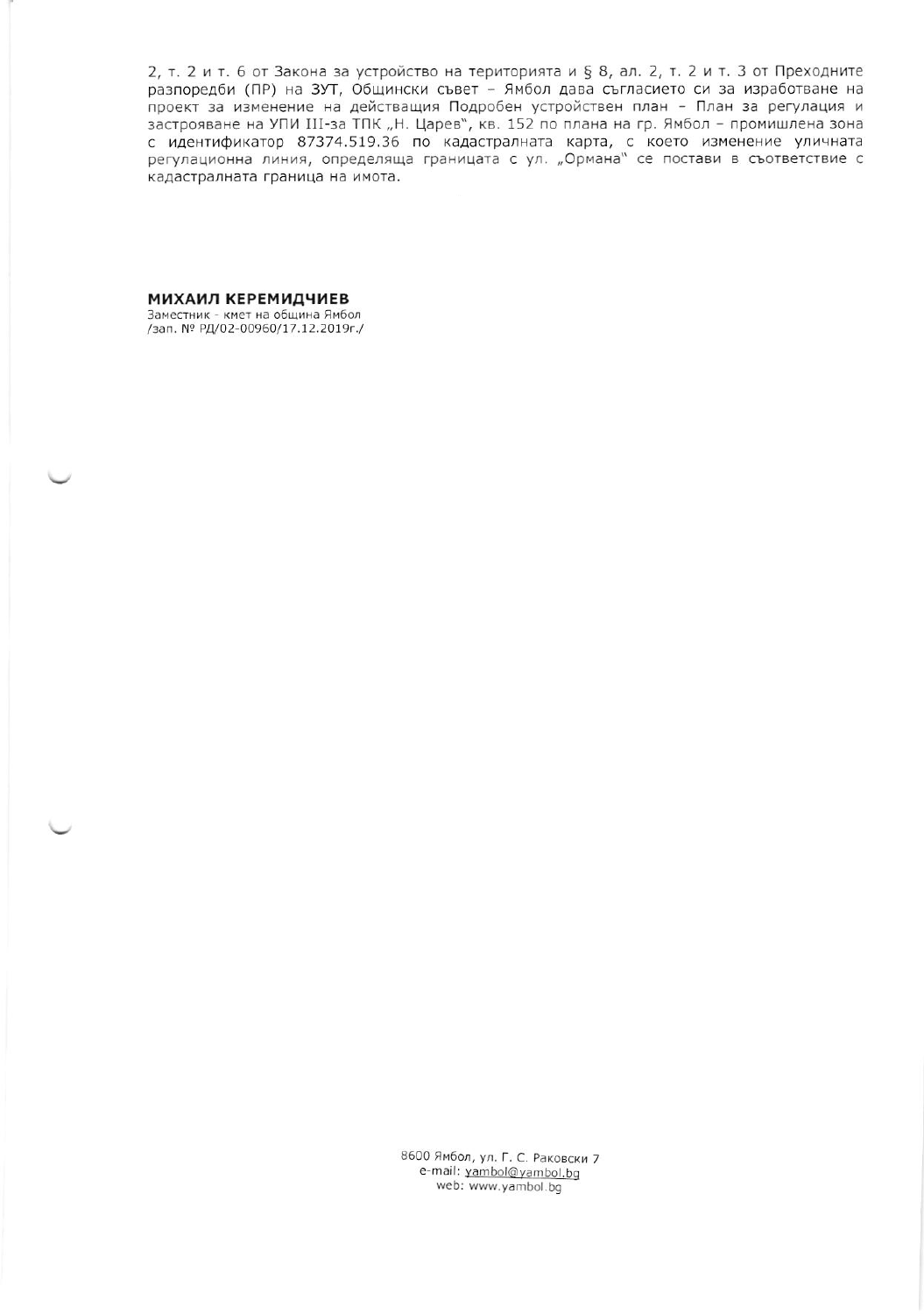2, т. 2 и т. 6 от Закона за устройство на територията и § 8, ал. 2, т. 2 и т. 3 от Преходните разпоредби (ПР) на ЗУТ, Общински съвет – Ямбол дава съгласието си за изработване на проект за изменение на действащия Подробен устройствен план – План за регулация и застрояване на УПИ III-за ТПК „Н. Царев", кв. 152 по плана на гр. Ямбол – промишлена зона с идентификатор 87374.519.36 по кадастралната карта, с което изменение уличната регулационна линия, определяща границата с ул. „Ормана" се постави в съответствие с кадастралната граница на имота.

**МИХАИЛ КЕРЕМИДЧИЕВ**
Заместник - кмет на община Ямбол
/зап. № РД/02-00960/17.12.2019г./

8600 Ямбол, ул. Г. С. Раковски 7
e-mail: yambol@yambol.bg
web: www.yambol.bg